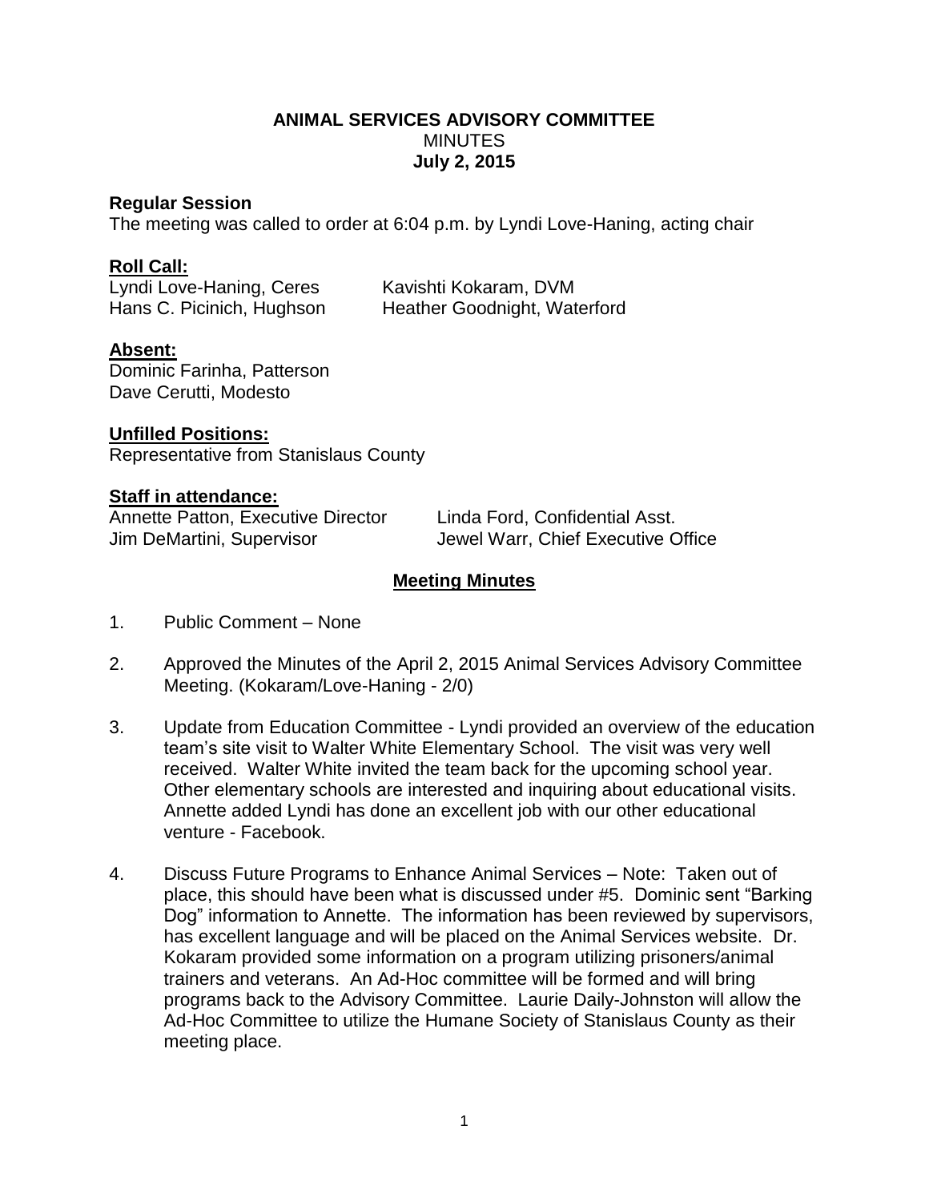# ANIMAL SERVICES ADVISORY COMMITTEE

MINUTES

**July 2, 2015**

**Regular Session**

The meeting was called to order at 6:04 p.m. by Lyndi Love-Haning, acting chair

**Roll Call:**

Lyndi Love-Haning, Ceres
Hans C. Picinich, Hughson
Kavishti Kokaram, DVM
Heather Goodnight, Waterford

**Absent:**

Dominic Farinha, Patterson
Dave Cerutti, Modesto

**Unfilled Positions:**

Representative from Stanislaus County

**Staff in attendance:**

Annette Patton, Executive Director
Jim DeMartini, Supervisor
Linda Ford, Confidential Asst.
Jewel Warr, Chief Executive Office

## Meeting Minutes

1. Public Comment – None

2. Approved the Minutes of the April 2, 2015 Animal Services Advisory Committee Meeting. (Kokaram/Love-Haning - 2/0)

3. Update from Education Committee - Lyndi provided an overview of the education team's site visit to Walter White Elementary School. The visit was very well received. Walter White invited the team back for the upcoming school year. Other elementary schools are interested and inquiring about educational visits. Annette added Lyndi has done an excellent job with our other educational venture - Facebook.

4. Discuss Future Programs to Enhance Animal Services – Note: Taken out of place, this should have been what is discussed under #5. Dominic sent "Barking Dog" information to Annette. The information has been reviewed by supervisors, has excellent language and will be placed on the Animal Services website. Dr. Kokaram provided some information on a program utilizing prisoners/animal trainers and veterans. An Ad-Hoc committee will be formed and will bring programs back to the Advisory Committee. Laurie Daily-Johnston will allow the Ad-Hoc Committee to utilize the Humane Society of Stanislaus County as their meeting place.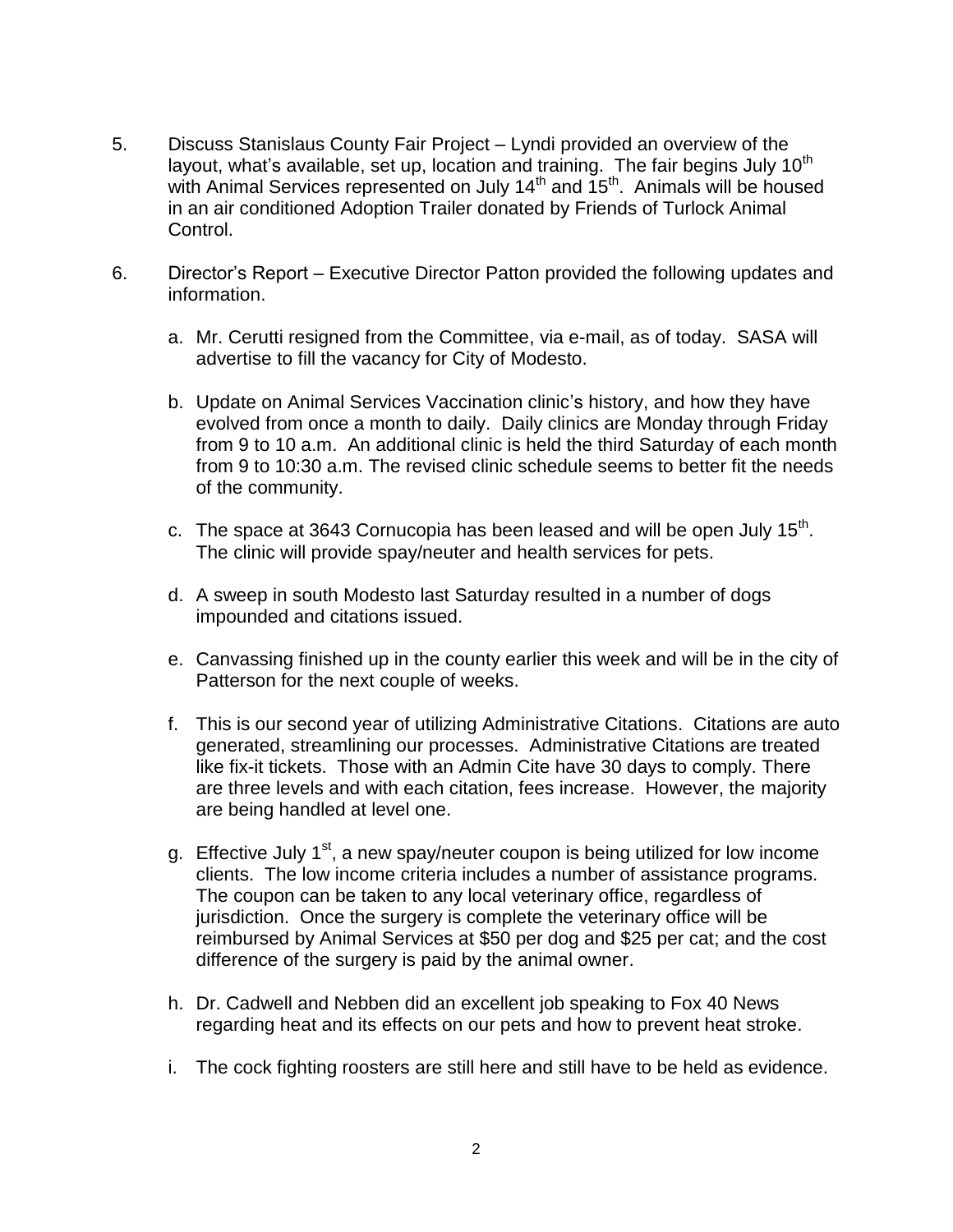5. Discuss Stanislaus County Fair Project – Lyndi provided an overview of the layout, what's available, set up, location and training. The fair begins July 10th with Animal Services represented on July 14th and 15th. Animals will be housed in an air conditioned Adoption Trailer donated by Friends of Turlock Animal Control.

6. Director's Report – Executive Director Patton provided the following updates and information.

   a. Mr. Cerutti resigned from the Committee, via e-mail, as of today. SASA will advertise to fill the vacancy for City of Modesto.

   b. Update on Animal Services Vaccination clinic's history, and how they have evolved from once a month to daily. Daily clinics are Monday through Friday from 9 to 10 a.m. An additional clinic is held the third Saturday of each month from 9 to 10:30 a.m. The revised clinic schedule seems to better fit the needs of the community.

   c. The space at 3643 Cornucopia has been leased and will be open July 15th. The clinic will provide spay/neuter and health services for pets.

   d. A sweep in south Modesto last Saturday resulted in a number of dogs impounded and citations issued.

   e. Canvassing finished up in the county earlier this week and will be in the city of Patterson for the next couple of weeks.

   f. This is our second year of utilizing Administrative Citations. Citations are auto generated, streamlining our processes. Administrative Citations are treated like fix-it tickets. Those with an Admin Cite have 30 days to comply. There are three levels and with each citation, fees increase. However, the majority are being handled at level one.

   g. Effective July 1st, a new spay/neuter coupon is being utilized for low income clients. The low income criteria includes a number of assistance programs. The coupon can be taken to any local veterinary office, regardless of jurisdiction. Once the surgery is complete the veterinary office will be reimbursed by Animal Services at $50 per dog and $25 per cat; and the cost difference of the surgery is paid by the animal owner.

   h. Dr. Cadwell and Nebben did an excellent job speaking to Fox 40 News regarding heat and its effects on our pets and how to prevent heat stroke.

   i. The cock fighting roosters are still here and still have to be held as evidence.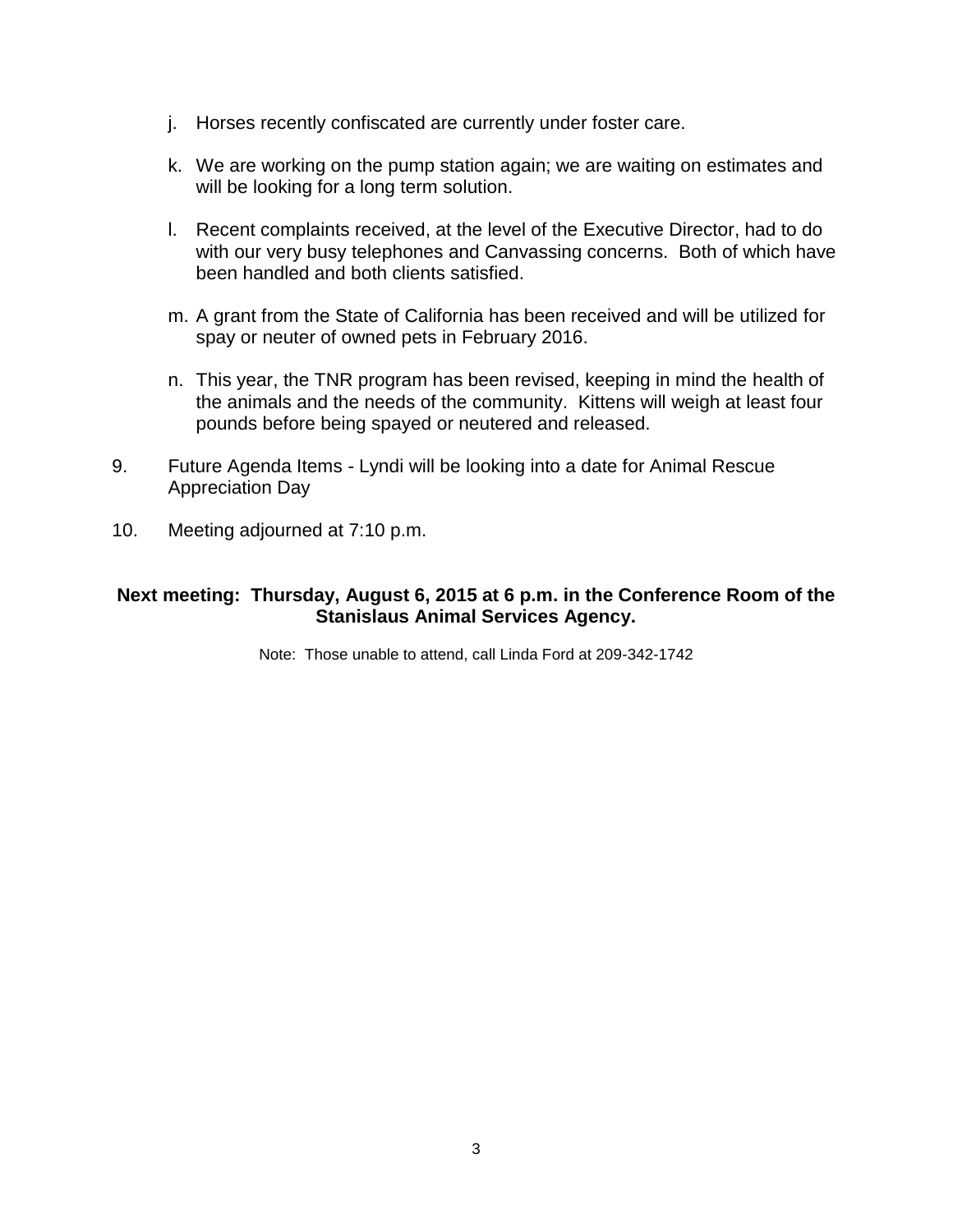j. Horses recently confiscated are currently under foster care.

k. We are working on the pump station again; we are waiting on estimates and will be looking for a long term solution.

l. Recent complaints received, at the level of the Executive Director, had to do with our very busy telephones and Canvassing concerns. Both of which have been handled and both clients satisfied.

m. A grant from the State of California has been received and will be utilized for spay or neuter of owned pets in February 2016.

n. This year, the TNR program has been revised, keeping in mind the health of the animals and the needs of the community. Kittens will weigh at least four pounds before being spayed or neutered and released.

9. Future Agenda Items - Lyndi will be looking into a date for Animal Rescue Appreciation Day

10. Meeting adjourned at 7:10 p.m.

**Next meeting: Thursday, August 6, 2015 at 6 p.m. in the Conference Room of the Stanislaus Animal Services Agency.**

Note: Those unable to attend, call Linda Ford at 209-342-1742